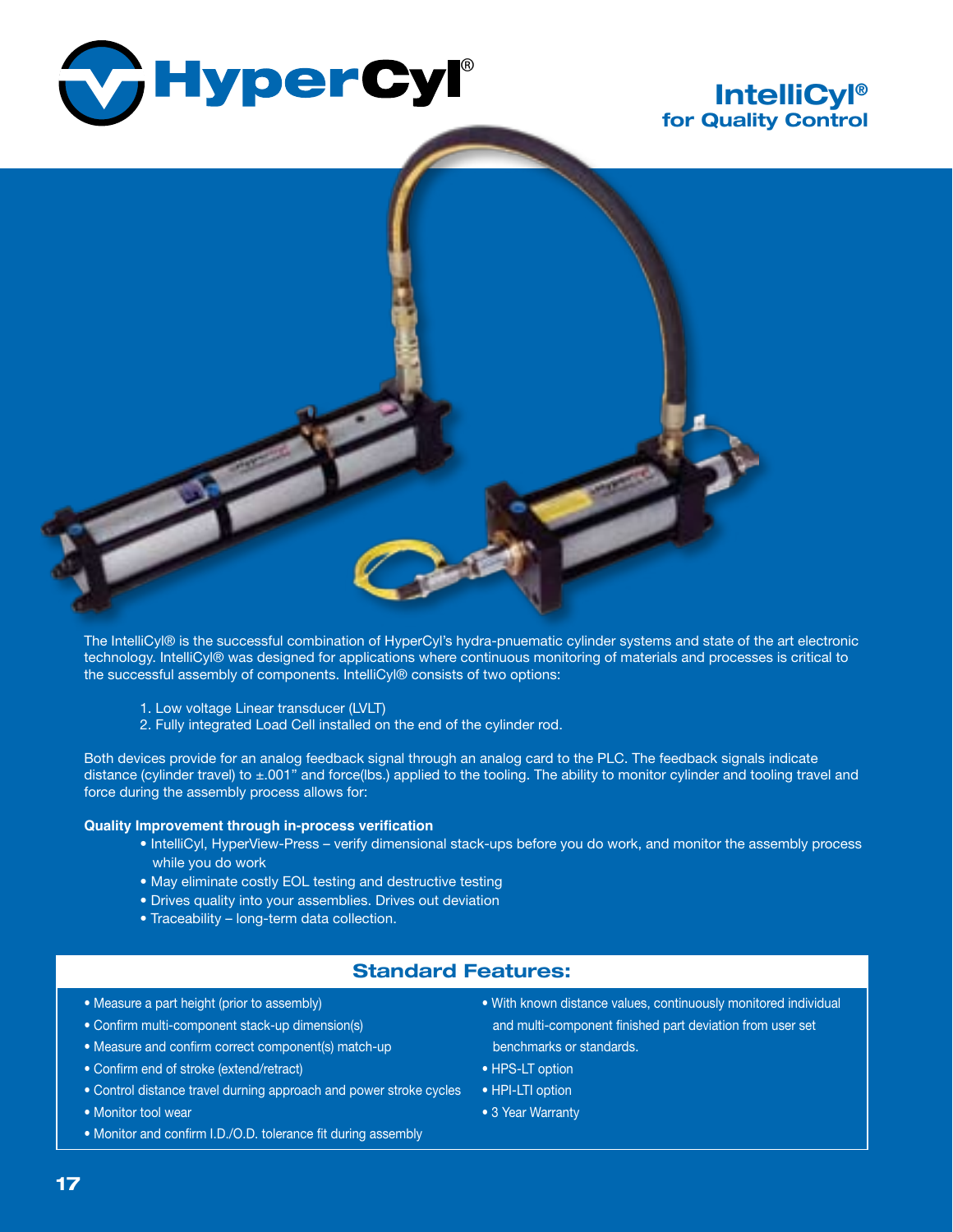# HyperCyl®

## IntelliCyl®
## for Quality Control

The IntelliCyl® is the successful combination of HyperCyl's hydra-pnuematic cylinder systems and state of the art electronic technology. IntelliCyl® was designed for applications where continuous monitoring of materials and processes is critical to the successful assembly of components. IntelliCyl® consists of two options:

1. Low voltage Linear transducer (LVLT)
2. Fully integrated Load Cell installed on the end of the cylinder rod.

Both devices provide for an analog feedback signal through an analog card to the PLC. The feedback signals indicate distance (cylinder travel) to ±.001" and force(lbs.) applied to the tooling. The ability to monitor cylinder and tooling travel and force during the assembly process allows for:

**Quality Improvement through in-process verification**

- IntelliCyl, HyperView-Press – verify dimensional stack-ups before you do work, and monitor the assembly process while you do work
- May eliminate costly EOL testing and destructive testing
- Drives quality into your assemblies. Drives out deviation
- Traceability – long-term data collection.

### Standard Features:

- Measure a part height (prior to assembly)
- Confirm multi-component stack-up dimension(s)
- Measure and confirm correct component(s) match-up
- Confirm end of stroke (extend/retract)
- Control distance travel durning approach and power stroke cycles
- Monitor tool wear
- Monitor and confirm I.D./O.D. tolerance fit during assembly
- With known distance values, continuously monitored individual and multi-component finished part deviation from user set benchmarks or standards.
- HPS-LT option
- HPI-LTI option
- 3 Year Warranty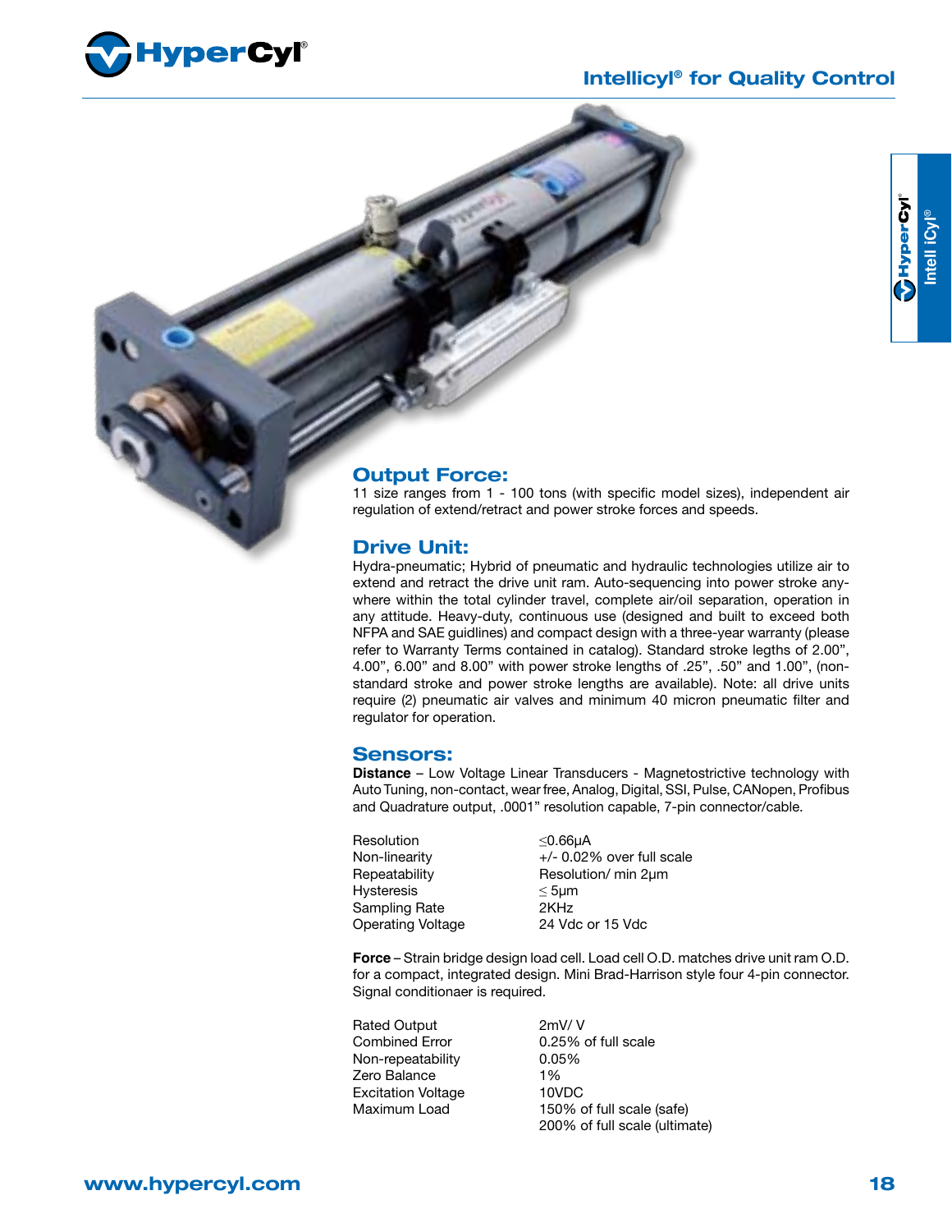## Intellicyl® for Quality Control

### Output Force:

11 size ranges from 1 - 100 tons (with specific model sizes), independent air regulation of extend/retract and power stroke forces and speeds.

### Drive Unit:

Hydra-pneumatic; Hybrid of pneumatic and hydraulic technologies utilize air to extend and retract the drive unit ram. Auto-sequencing into power stroke anywhere within the total cylinder travel, complete air/oil separation, operation in any attitude. Heavy-duty, continuous use (designed and built to exceed both NFPA and SAE guidlines) and compact design with a three-year warranty (please refer to Warranty Terms contained in catalog). Standard stroke legths of 2.00", 4.00", 6.00" and 8.00" with power stroke lengths of .25", .50" and 1.00", (non-standard stroke and power stroke lengths are available). Note: all drive units require (2) pneumatic air valves and minimum 40 micron pneumatic filter and regulator for operation.

### Sensors:

**Distance** – Low Voltage Linear Transducers - Magnetostrictive technology with Auto Tuning, non-contact, wear free, Analog, Digital, SSI, Pulse, CANopen, Profibus and Quadrature output, .0001" resolution capable, 7-pin connector/cable.

| | |
|---|---|
| Resolution | ≤0.66μA |
| Non-linearity | +/- 0.02% over full scale |
| Repeatability | Resolution/ min 2μm |
| Hysteresis | ≤ 5μm |
| Sampling Rate | 2KHz |
| Operating Voltage | 24 Vdc or 15 Vdc |

**Force** – Strain bridge design load cell. Load cell O.D. matches drive unit ram O.D. for a compact, integrated design. Mini Brad-Harrison style four 4-pin connector. Signal conditionaer is required.

| | |
|---|---|
| Rated Output | 2mV/ V |
| Combined Error | 0.25% of full scale |
| Non-repeatability | 0.05% |
| Zero Balance | 1% |
| Excitation Voltage | 10VDC |
| Maximum Load | 150% of full scale (safe)<br>200% of full scale (ultimate) |